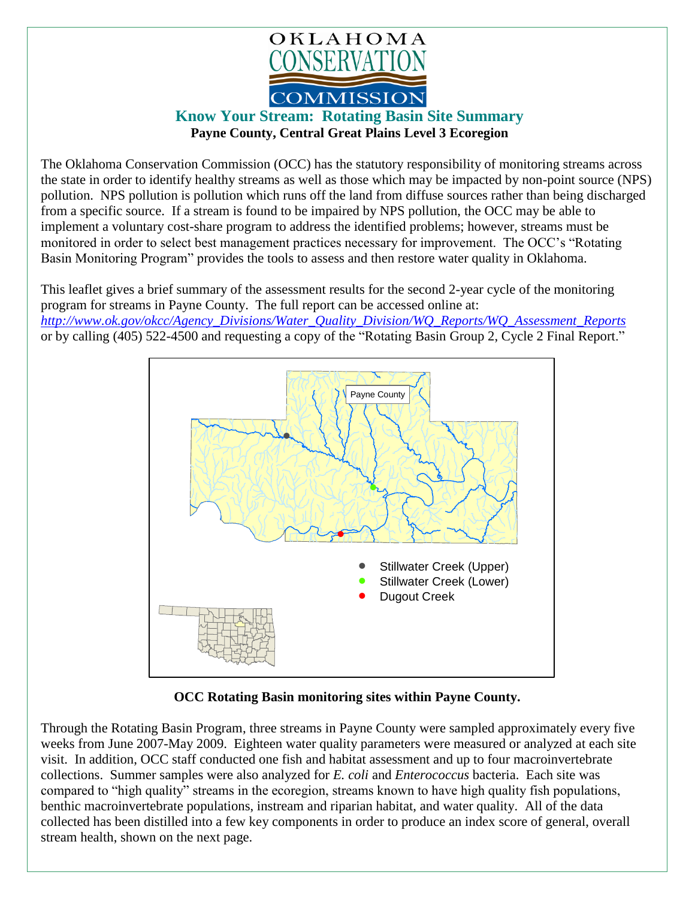OKLAHOMA CONSERVATION COMMISSION

## Know Your Stream: Rotating Basin Site Summary

**Payne County, Central Great Plains Level 3 Ecoregion**

The Oklahoma Conservation Commission (OCC) has the statutory responsibility of monitoring streams across the state in order to identify healthy streams as well as those which may be impacted by non-point source (NPS) pollution. NPS pollution is pollution which runs off the land from diffuse sources rather than being discharged from a specific source. If a stream is found to be impaired by NPS pollution, the OCC may be able to implement a voluntary cost-share program to address the identified problems; however, streams must be monitored in order to select best management practices necessary for improvement. The OCC's "Rotating Basin Monitoring Program" provides the tools to assess and then restore water quality in Oklahoma.

This leaflet gives a brief summary of the assessment results for the second 2-year cycle of the monitoring program for streams in Payne County. The full report can be accessed online at: *http://www.ok.gov/okcc/Agency_Divisions/Water_Quality_Division/WQ_Reports/WQ_Assessment_Reports* or by calling (405) 522-4500 and requesting a copy of the "Rotating Basin Group 2, Cycle 2 Final Report."

Payne County

- Stillwater Creek (Upper)
- Stillwater Creek (Lower)
- Dugout Creek

**OCC Rotating Basin monitoring sites within Payne County.**

Through the Rotating Basin Program, three streams in Payne County were sampled approximately every five weeks from June 2007-May 2009. Eighteen water quality parameters were measured or analyzed at each site visit. In addition, OCC staff conducted one fish and habitat assessment and up to four macroinvertebrate collections. Summer samples were also analyzed for *E. coli* and *Enterococcus* bacteria. Each site was compared to "high quality" streams in the ecoregion, streams known to have high quality fish populations, benthic macroinvertebrate populations, instream and riparian habitat, and water quality. All of the data collected has been distilled into a few key components in order to produce an index score of general, overall stream health, shown on the next page.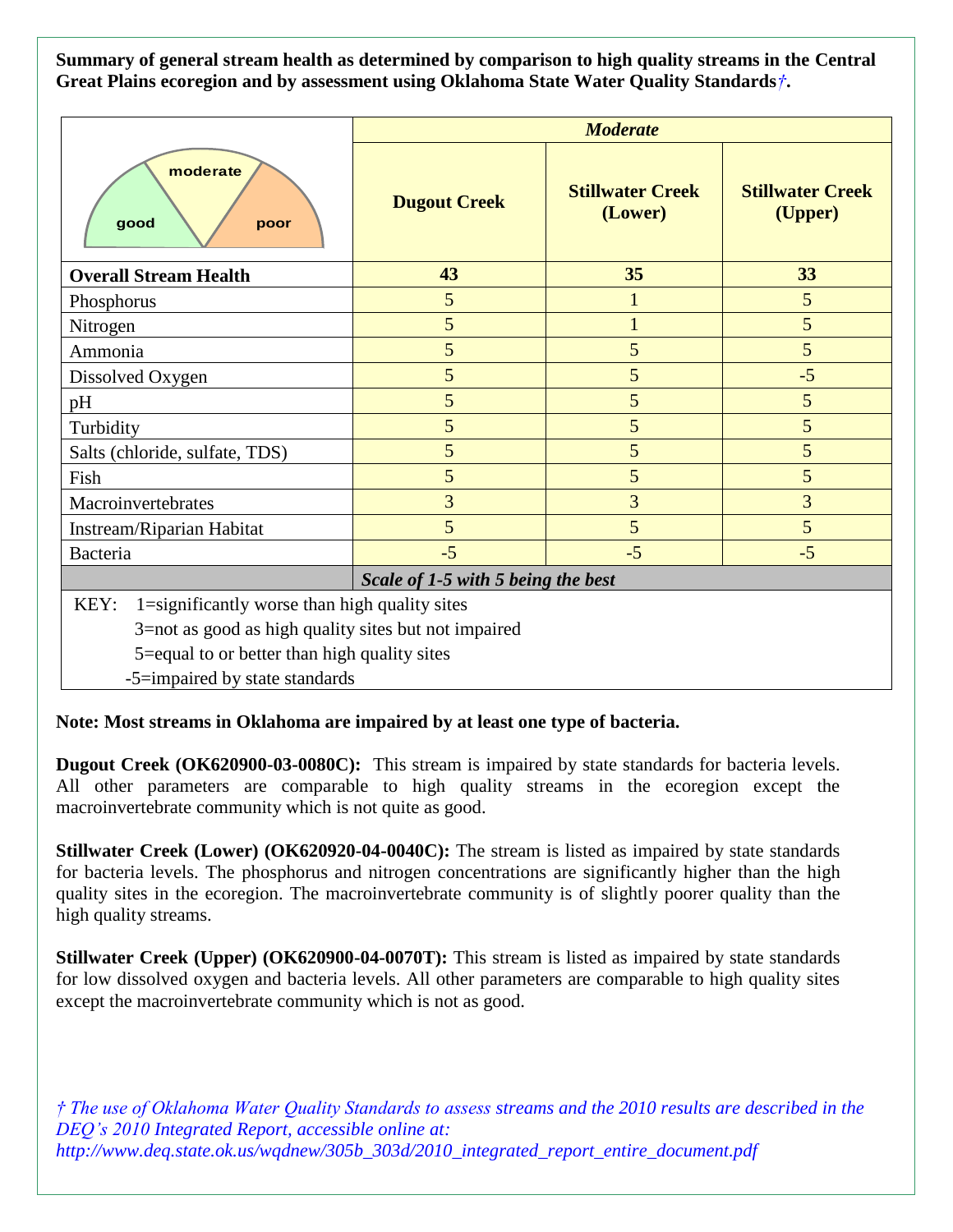**Summary of general stream health as determined by comparison to high quality streams in the Central Great Plains ecoregion and by assessment using Oklahoma State Water Quality Standards*†*.**

| | *Moderate* | | |
|---|---|---|---|
| good / moderate / poor | **Dugout Creek** | **Stillwater Creek (Lower)** | **Stillwater Creek (Upper)** |
| **Overall Stream Health** | **43** | **35** | **33** |
| Phosphorus | 5 | 1 | 5 |
| Nitrogen | 5 | 1 | 5 |
| Ammonia | 5 | 5 | 5 |
| Dissolved Oxygen | 5 | 5 | -5 |
| pH | 5 | 5 | 5 |
| Turbidity | 5 | 5 | 5 |
| Salts (chloride, sulfate, TDS) | 5 | 5 | 5 |
| Fish | 5 | 5 | 5 |
| Macroinvertebrates | 3 | 3 | 3 |
| Instream/Riparian Habitat | 5 | 5 | 5 |
| Bacteria | -5 | -5 | -5 |
| | ***Scale of 1-5 with 5 being the best*** | | |

KEY: 1=significantly worse than high quality sites
3=not as good as high quality sites but not impaired
5=equal to or better than high quality sites
-5=impaired by state standards

**Note: Most streams in Oklahoma are impaired by at least one type of bacteria.**

**Dugout Creek (OK620900-03-0080C):** This stream is impaired by state standards for bacteria levels. All other parameters are comparable to high quality streams in the ecoregion except the macroinvertebrate community which is not quite as good.

**Stillwater Creek (Lower) (OK620920-04-0040C):** The stream is listed as impaired by state standards for bacteria levels. The phosphorus and nitrogen concentrations are significantly higher than the high quality sites in the ecoregion. The macroinvertebrate community is of slightly poorer quality than the high quality streams.

**Stillwater Creek (Upper) (OK620900-04-0070T):** This stream is listed as impaired by state standards for low dissolved oxygen and bacteria levels. All other parameters are comparable to high quality sites except the macroinvertebrate community which is not as good.

*† The use of Oklahoma Water Quality Standards to assess streams and the 2010 results are described in the DEQ's 2010 Integrated Report, accessible online at: http://www.deq.state.ok.us/wqdnew/305b_303d/2010_integrated_report_entire_document.pdf*